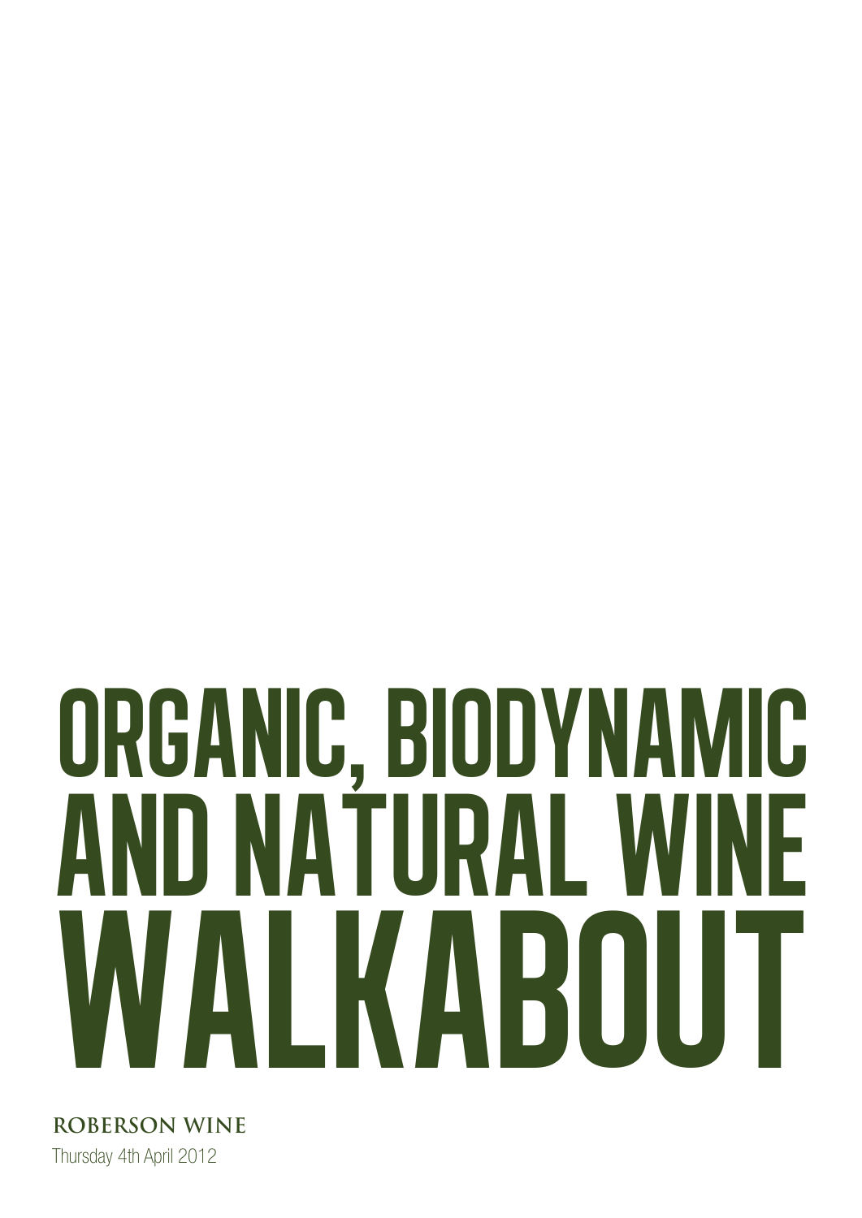# ORGANIC, BIODYNAMIC AND NATURAL WINE WALKABOUT

**ROBERSON WINE**

Thursday 4th April 2012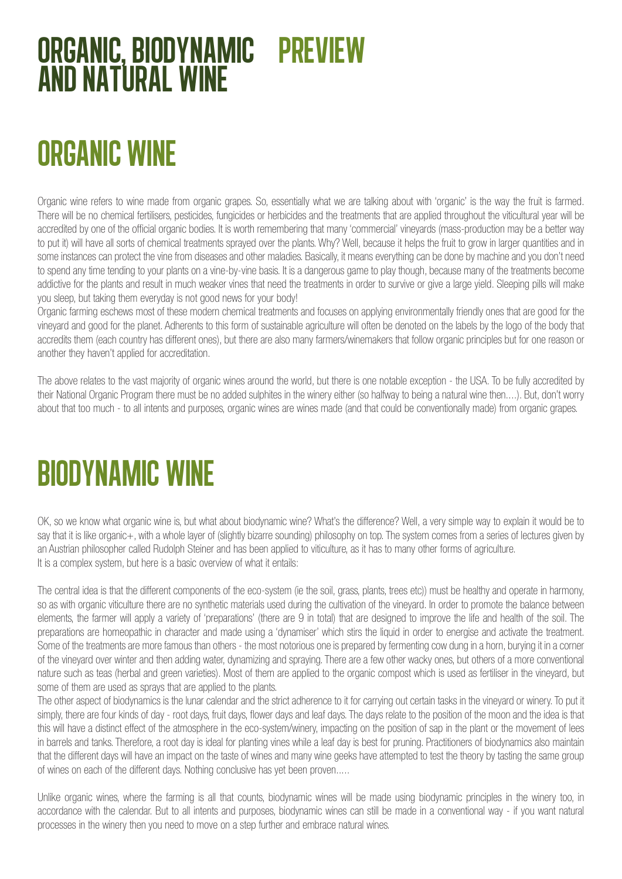# ORGANIC, BIODYNAMIC AND NATURAL WINE PREVIEW

## ORGANIC WINE

Organic wine refers to wine made from organic grapes. So, essentially what we are talking about with 'organic' is the way the fruit is farmed. There will be no chemical fertilisers, pesticides, fungicides or herbicides and the treatments that are applied throughout the viticultural year will be accredited by one of the official organic bodies. It is worth remembering that many 'commercial' vineyards (mass-production may be a better way to put it) will have all sorts of chemical treatments sprayed over the plants. Why? Well, because it helps the fruit to grow in larger quantities and in some instances can protect the vine from diseases and other maladies. Basically, it means everything can be done by machine and you don't need to spend any time tending to your plants on a vine-by-vine basis. It is a dangerous game to play though, because many of the treatments become addictive for the plants and result in much weaker vines that need the treatments in order to survive or give a large yield. Sleeping pills will make you sleep, but taking them everyday is not good news for your body!

Organic farming eschews most of these modern chemical treatments and focuses on applying environmentally friendly ones that are good for the vineyard and good for the planet. Adherents to this form of sustainable agriculture will often be denoted on the labels by the logo of the body that accredits them (each country has different ones), but there are also many farmers/winemakers that follow organic principles but for one reason or another they haven't applied for accreditation.

The above relates to the vast majority of organic wines around the world, but there is one notable exception - the USA. To be fully accredited by their National Organic Program there must be no added sulphites in the winery either (so halfway to being a natural wine then….). But, don't worry about that too much - to all intents and purposes, organic wines are wines made (and that could be conventionally made) from organic grapes.

## BIODYNAMIC WINE

OK, so we know what organic wine is, but what about biodynamic wine? What's the difference? Well, a very simple way to explain it would be to say that it is like organic+, with a whole layer of (slightly bizarre sounding) philosophy on top. The system comes from a series of lectures given by an Austrian philosopher called Rudolph Steiner and has been applied to viticulture, as it has to many other forms of agriculture.
It is a complex system, but here is a basic overview of what it entails:

The central idea is that the different components of the eco-system (ie the soil, grass, plants, trees etc)) must be healthy and operate in harmony, so as with organic viticulture there are no synthetic materials used during the cultivation of the vineyard. In order to promote the balance between elements, the farmer will apply a variety of 'preparations' (there are 9 in total) that are designed to improve the life and health of the soil. The preparations are homeopathic in character and made using a 'dynamiser' which stirs the liquid in order to energise and activate the treatment. Some of the treatments are more famous than others - the most notorious one is prepared by fermenting cow dung in a horn, burying it in a corner of the vineyard over winter and then adding water, dynamizing and spraying. There are a few other wacky ones, but others of a more conventional nature such as teas (herbal and green varieties). Most of them are applied to the organic compost which is used as fertiliser in the vineyard, but some of them are used as sprays that are applied to the plants.

The other aspect of biodynamics is the lunar calendar and the strict adherence to it for carrying out certain tasks in the vineyard or winery. To put it simply, there are four kinds of day - root days, fruit days, flower days and leaf days. The days relate to the position of the moon and the idea is that this will have a distinct effect of the atmosphere in the eco-system/winery, impacting on the position of sap in the plant or the movement of lees in barrels and tanks. Therefore, a root day is ideal for planting vines while a leaf day is best for pruning. Practitioners of biodynamics also maintain that the different days will have an impact on the taste of wines and many wine geeks have attempted to test the theory by tasting the same group of wines on each of the different days. Nothing conclusive has yet been proven…..

Unlike organic wines, where the farming is all that counts, biodynamic wines will be made using biodynamic principles in the winery too, in accordance with the calendar. But to all intents and purposes, biodynamic wines can still be made in a conventional way - if you want natural processes in the winery then you need to move on a step further and embrace natural wines.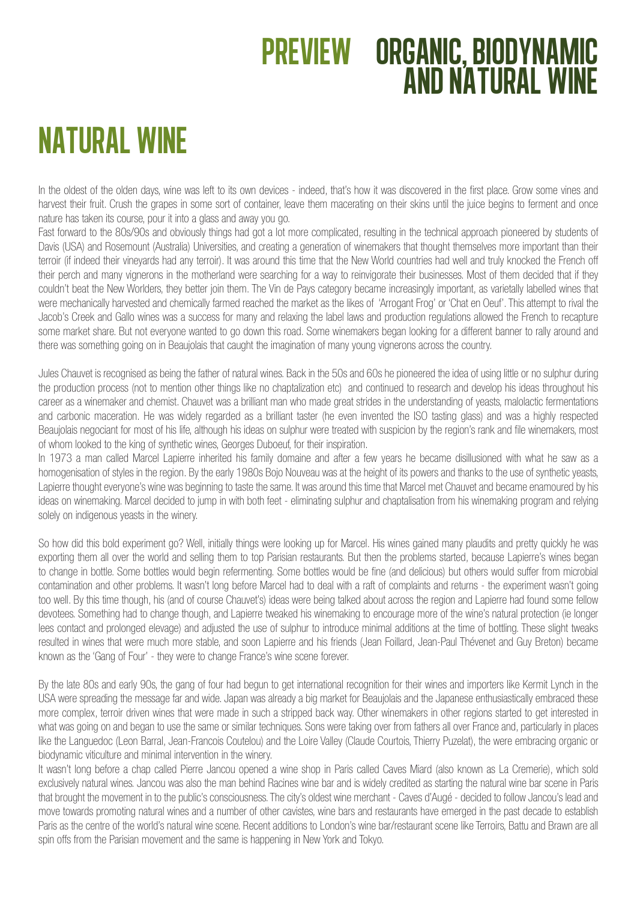# NATURAL WINE

In the oldest of the olden days, wine was left to its own devices - indeed, that's how it was discovered in the first place. Grow some vines and harvest their fruit. Crush the grapes in some sort of container, leave them macerating on their skins until the juice begins to ferment and once nature has taken its course, pour it into a glass and away you go.

Fast forward to the 80s/90s and obviously things had got a lot more complicated, resulting in the technical approach pioneered by students of Davis (USA) and Rosemount (Australia) Universities, and creating a generation of winemakers that thought themselves more important than their terroir (if indeed their vineyards had any terroir). It was around this time that the New World countries had well and truly knocked the French off their perch and many vignerons in the motherland were searching for a way to reinvigorate their businesses. Most of them decided that if they couldn't beat the New Worlders, they better join them. The Vin de Pays category became increasingly important, as varietally labelled wines that were mechanically harvested and chemically farmed reached the market as the likes of 'Arrogant Frog' or 'Chat en Oeuf'. This attempt to rival the Jacob's Creek and Gallo wines was a success for many and relaxing the label laws and production regulations allowed the French to recapture some market share. But not everyone wanted to go down this road. Some winemakers began looking for a different banner to rally around and there was something going on in Beaujolais that caught the imagination of many young vignerons across the country.

Jules Chauvet is recognised as being the father of natural wines. Back in the 50s and 60s he pioneered the idea of using little or no sulphur during the production process (not to mention other things like no chaptalization etc) and continued to research and develop his ideas throughout his career as a winemaker and chemist. Chauvet was a brilliant man who made great strides in the understanding of yeasts, malolactic fermentations and carbonic maceration. He was widely regarded as a brilliant taster (he even invented the ISO tasting glass) and was a highly respected Beaujolais negociant for most of his life, although his ideas on sulphur were treated with suspicion by the region's rank and file winemakers, most of whom looked to the king of synthetic wines, Georges Duboeuf, for their inspiration.

In 1973 a man called Marcel Lapierre inherited his family domaine and after a few years he became disillusioned with what he saw as a homogenisation of styles in the region. By the early 1980s Bojo Nouveau was at the height of its powers and thanks to the use of synthetic yeasts, Lapierre thought everyone's wine was beginning to taste the same. It was around this time that Marcel met Chauvet and became enamoured by his ideas on winemaking. Marcel decided to jump in with both feet - eliminating sulphur and chaptalisation from his winemaking program and relying solely on indigenous yeasts in the winery.

So how did this bold experiment go? Well, initially things were looking up for Marcel. His wines gained many plaudits and pretty quickly he was exporting them all over the world and selling them to top Parisian restaurants. But then the problems started, because Lapierre's wines began to change in bottle. Some bottles would begin refermenting. Some bottles would be fine (and delicious) but others would suffer from microbial contamination and other problems. It wasn't long before Marcel had to deal with a raft of complaints and returns - the experiment wasn't going too well. By this time though, his (and of course Chauvet's) ideas were being talked about across the region and Lapierre had found some fellow devotees. Something had to change though, and Lapierre tweaked his winemaking to encourage more of the wine's natural protection (ie longer lees contact and prolonged elevage) and adjusted the use of sulphur to introduce minimal additions at the time of bottling. These slight tweaks resulted in wines that were much more stable, and soon Lapierre and his friends (Jean Foillard, Jean-Paul Thévenet and Guy Breton) became known as the 'Gang of Four' - they were to change France's wine scene forever.

By the late 80s and early 90s, the gang of four had begun to get international recognition for their wines and importers like Kermit Lynch in the USA were spreading the message far and wide. Japan was already a big market for Beaujolais and the Japanese enthusiastically embraced these more complex, terroir driven wines that were made in such a stripped back way. Other winemakers in other regions started to get interested in what was going on and began to use the same or similar techniques. Sons were taking over from fathers all over France and, particularly in places like the Languedoc (Leon Barral, Jean-Francois Coutelou) and the Loire Valley (Claude Courtois, Thierry Puzelat), the were embracing organic or biodynamic viticulture and minimal intervention in the winery.

It wasn't long before a chap called Pierre Jancou opened a wine shop in Paris called Caves Miard (also known as La Cremerie), which sold exclusively natural wines. Jancou was also the man behind Racines wine bar and is widely credited as starting the natural wine bar scene in Paris that brought the movement in to the public's consciousness. The city's oldest wine merchant - Caves d'Augé - decided to follow Jancou's lead and move towards promoting natural wines and a number of other cavistes, wine bars and restaurants have emerged in the past decade to establish Paris as the centre of the world's natural wine scene. Recent additions to London's wine bar/restaurant scene like Terroirs, Battu and Brawn are all spin offs from the Parisian movement and the same is happening in New York and Tokyo.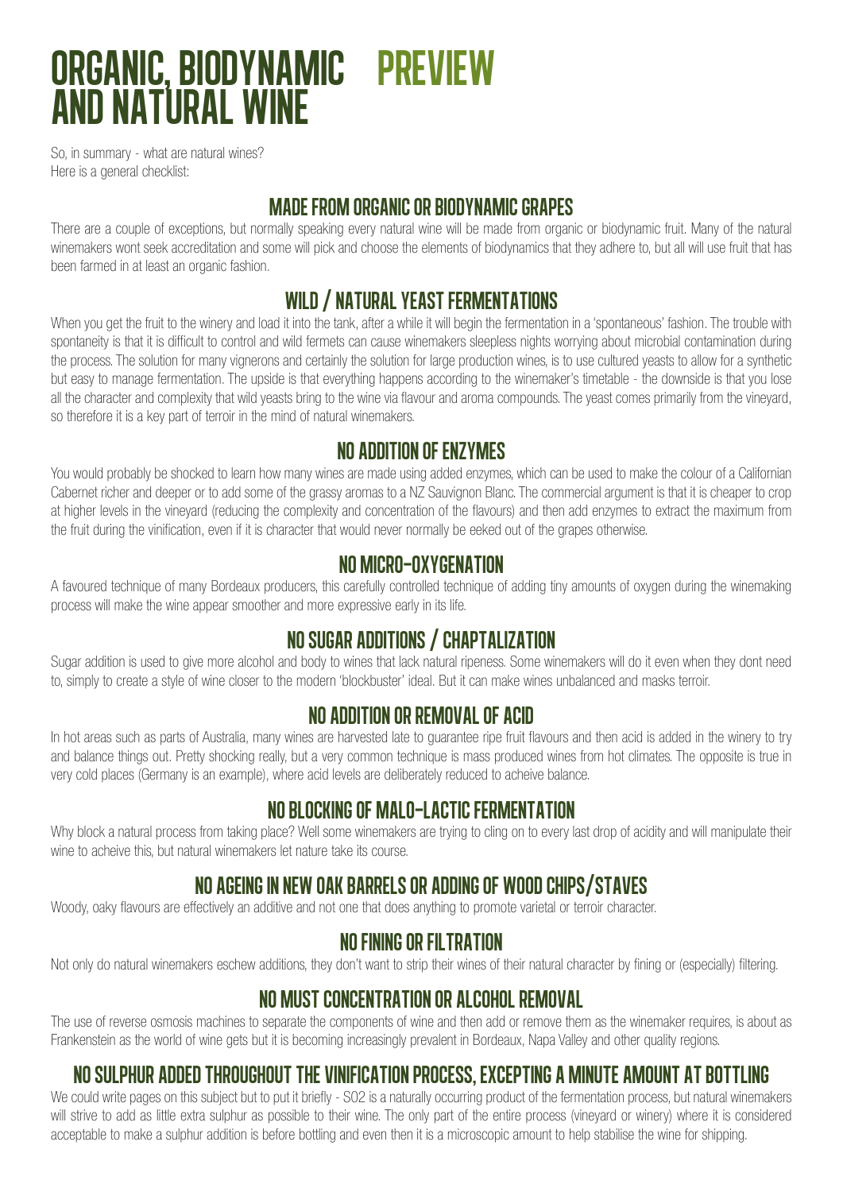# ORGANIC, BIODYNAMIC AND NATURAL WINE PREVIEW

So, in summary - what are natural wines?
Here is a general checklist:

## MADE FROM ORGANIC OR BIODYNAMIC GRAPES

There are a couple of exceptions, but normally speaking every natural wine will be made from organic or biodynamic fruit. Many of the natural winemakers wont seek accreditation and some will pick and choose the elements of biodynamics that they adhere to, but all will use fruit that has been farmed in at least an organic fashion.

## WILD / NATURAL YEAST FERMENTATIONS

When you get the fruit to the winery and load it into the tank, after a while it will begin the fermentation in a 'spontaneous' fashion. The trouble with spontaneity is that it is difficult to control and wild fermets can cause winemakers sleepless nights worrying about microbial contamination during the process. The solution for many vignerons and certainly the solution for large production wines, is to use cultured yeasts to allow for a synthetic but easy to manage fermentation. The upside is that everything happens according to the winemaker's timetable - the downside is that you lose all the character and complexity that wild yeasts bring to the wine via flavour and aroma compounds. The yeast comes primarily from the vineyard, so therefore it is a key part of terroir in the mind of natural winemakers.

## NO ADDITION OF ENZYMES

You would probably be shocked to learn how many wines are made using added enzymes, which can be used to make the colour of a Californian Cabernet richer and deeper or to add some of the grassy aromas to a NZ Sauvignon Blanc. The commercial argument is that it is cheaper to crop at higher levels in the vineyard (reducing the complexity and concentration of the flavours) and then add enzymes to extract the maximum from the fruit during the vinification, even if it is character that would never normally be eeked out of the grapes otherwise.

## NO MICRO-OXYGENATION

A favoured technique of many Bordeaux producers, this carefully controlled technique of adding tiny amounts of oxygen during the winemaking process will make the wine appear smoother and more expressive early in its life.

## NO SUGAR ADDITIONS / CHAPTALIZATION

Sugar addition is used to give more alcohol and body to wines that lack natural ripeness. Some winemakers will do it even when they dont need to, simply to create a style of wine closer to the modern 'blockbuster' ideal. But it can make wines unbalanced and masks terroir.

## NO ADDITION OR REMOVAL OF ACID

In hot areas such as parts of Australia, many wines are harvested late to guarantee ripe fruit flavours and then acid is added in the winery to try and balance things out. Pretty shocking really, but a very common technique is mass produced wines from hot climates. The opposite is true in very cold places (Germany is an example), where acid levels are deliberately reduced to acheive balance.

## NO BLOCKING OF MALO-LACTIC FERMENTATION

Why block a natural process from taking place? Well some winemakers are trying to cling on to every last drop of acidity and will manipulate their wine to acheive this, but natural winemakers let nature take its course.

## NO AGEING IN NEW OAK BARRELS OR ADDING OF WOOD CHIPS/STAVES

Woody, oaky flavours are effectively an additive and not one that does anything to promote varietal or terroir character.

## NO FINING OR FILTRATION

Not only do natural winemakers eschew additions, they don't want to strip their wines of their natural character by fining or (especially) filtering.

## NO MUST CONCENTRATION OR ALCOHOL REMOVAL

The use of reverse osmosis machines to separate the components of wine and then add or remove them as the winemaker requires, is about as Frankenstein as the world of wine gets but it is becoming increasingly prevalent in Bordeaux, Napa Valley and other quality regions.

## NO SULPHUR ADDED THROUGHOUT THE VINIFICATION PROCESS, EXCEPTING A MINUTE AMOUNT AT BOTTLING

We could write pages on this subject but to put it briefly - SO2 is a naturally occurring product of the fermentation process, but natural winemakers will strive to add as little extra sulphur as possible to their wine. The only part of the entire process (vineyard or winery) where it is considered acceptable to make a sulphur addition is before bottling and even then it is a microscopic amount to help stabilise the wine for shipping.